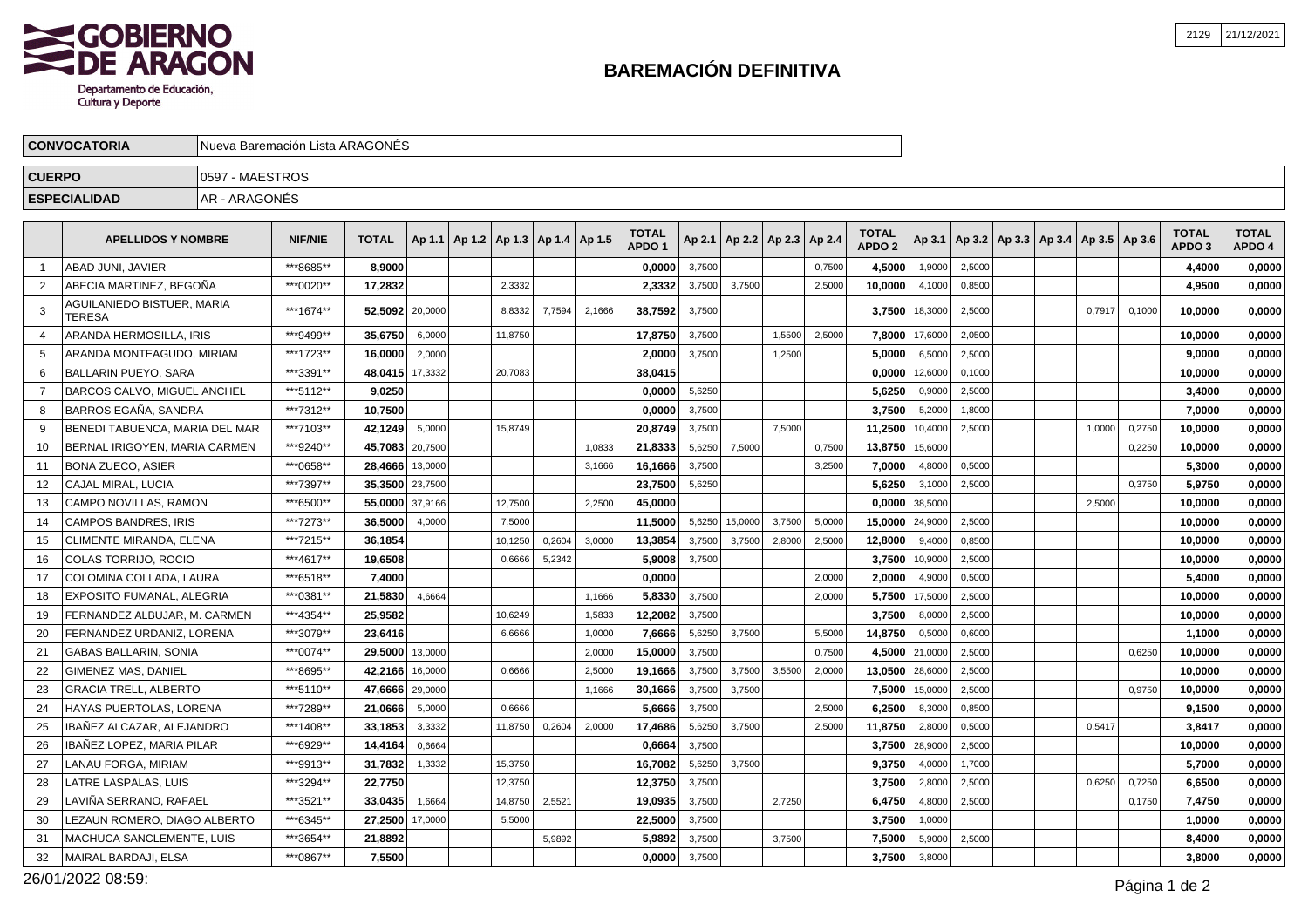GOBIERNO DE ARAGON
Departamento de Educación, Cultura y Deporte

2129 | 21/12/2021

# BAREMACIÓN DEFINITIVA

| | |
|---|---|
| **CONVOCATORIA** | Nueva Baremación Lista ARAGONÉS |
| **CUERPO** | 0597 - MAESTROS |
| **ESPECIALIDAD** | AR - ARAGONÉS |

| | APELLIDOS Y NOMBRE | NIF/NIE | TOTAL | Ap 1.1 | Ap 1.2 | Ap 1.3 | Ap 1.4 | Ap 1.5 | TOTAL APDO 1 | Ap 2.1 | Ap 2.2 | Ap 2.3 | Ap 2.4 | TOTAL APDO 2 | Ap 3.1 | Ap 3.2 | Ap 3.3 | Ap 3.4 | Ap 3.5 | Ap 3.6 | TOTAL APDO 3 | TOTAL APDO 4 |
|---|---|---|---|---|---|---|---|---|---|---|---|---|---|---|---|---|---|---|---|---|---|---|
| 1 | ABAD JUNI, JAVIER | ***8685** | **8,9000** | | | | | | **0,0000** | 3,7500 | | | 0,7500 | **4,5000** | 1,9000 | 2,5000 | | | | | **4,4000** | **0,0000** |
| 2 | ABECIA MARTINEZ, BEGOÑA | ***0020** | **17,2832** | | | 2,3332 | | | **2,3332** | 3,7500 | 3,7500 | | 2,5000 | **10,0000** | 4,1000 | 0,8500 | | | | | **4,9500** | **0,0000** |
| 3 | AGUILANIEDO BISTUER, MARIA TERESA | ***1674** | **52,5092** | 20,0000 | | 8,8332 | 7,7594 | 2,1666 | **38,7592** | 3,7500 | | | | **3,7500** | 18,3000 | 2,5000 | | | 0,7917 | 0,1000 | **10,0000** | **0,0000** |
| 4 | ARANDA HERMOSILLA, IRIS | ***9499** | **35,6750** | 6,0000 | | 11,8750 | | | **17,8750** | 3,7500 | | 1,5500 | 2,5000 | **7,8000** | 17,6000 | 2,0500 | | | | | **10,0000** | **0,0000** |
| 5 | ARANDA MONTEAGUDO, MIRIAM | ***1723** | **16,0000** | 2,0000 | | | | | **2,0000** | 3,7500 | | 1,2500 | | **5,0000** | 6,5000 | 2,5000 | | | | | **9,0000** | **0,0000** |
| 6 | BALLARIN PUEYO, SARA | ***3391** | **48,0415** | 17,3332 | | 20,7083 | | | **38,0415** | | | | | **0,0000** | 12,6000 | 0,1000 | | | | | **10,0000** | **0,0000** |
| 7 | BARCOS CALVO, MIGUEL ANCHEL | ***5112** | **9,0250** | | | | | | **0,0000** | 5,6250 | | | | **5,6250** | 0,9000 | 2,5000 | | | | | **3,4000** | **0,0000** |
| 8 | BARROS EGAÑA, SANDRA | ***7312** | **10,7500** | | | | | | **0,0000** | 3,7500 | | | | **3,7500** | 5,2000 | 1,8000 | | | | | **7,0000** | **0,0000** |
| 9 | BENEDI TABUENCA, MARIA DEL MAR | ***7103** | **42,1249** | 5,0000 | | 15,8749 | | | **20,8749** | 3,7500 | | 7,5000 | | **11,2500** | 10,4000 | 2,5000 | | | 1,0000 | 0,2750 | **10,0000** | **0,0000** |
| 10 | BERNAL IRIGOYEN, MARIA CARMEN | ***9240** | **45,7083** | 20,7500 | | | | 1,0833 | **21,8333** | 5,6250 | 7,5000 | | 0,7500 | **13,8750** | 15,6000 | | | | | 0,2250 | **10,0000** | **0,0000** |
| 11 | BONA ZUECO, ASIER | ***0658** | **28,4666** | 13,0000 | | | | 3,1666 | **16,1666** | 3,7500 | | | 3,2500 | **7,0000** | 4,8000 | 0,5000 | | | | | **5,3000** | **0,0000** |
| 12 | CAJAL MIRAL, LUCIA | ***7397** | **35,3500** | 23,7500 | | | | | **23,7500** | 5,6250 | | | | **5,6250** | 3,1000 | 2,5000 | | | | 0,3750 | **5,9750** | **0,0000** |
| 13 | CAMPO NOVILLAS, RAMON | ***6500** | **55,0000** | 37,9166 | | 12,7500 | | 2,2500 | **45,0000** | | | | | **0,0000** | 38,5000 | | | | 2,5000 | | **10,0000** | **0,0000** |
| 14 | CAMPOS BANDRES, IRIS | ***7273** | **36,5000** | 4,0000 | | 7,5000 | | | **11,5000** | 5,6250 | 15,0000 | 3,7500 | 5,0000 | **15,0000** | 24,9000 | 2,5000 | | | | | **10,0000** | **0,0000** |
| 15 | CLIMENTE MIRANDA, ELENA | ***7215** | **36,1854** | | | 10,1250 | 0,2604 | 3,0000 | **13,3854** | 3,7500 | 3,7500 | 2,8000 | 2,5000 | **12,8000** | 9,4000 | 0,8500 | | | | | **10,0000** | **0,0000** |
| 16 | COLAS TORRIJO, ROCIO | ***4617** | **19,6508** | | | 0,6666 | 5,2342 | | **5,9008** | 3,7500 | | | | **3,7500** | 10,9000 | 2,5000 | | | | | **10,0000** | **0,0000** |
| 17 | COLOMINA COLLADA, LAURA | ***6518** | **7,4000** | | | | | | **0,0000** | | | | 2,0000 | **2,0000** | 4,9000 | 0,5000 | | | | | **5,4000** | **0,0000** |
| 18 | EXPOSITO FUMANAL, ALEGRIA | ***0381** | **21,5830** | 4,6664 | | | | 1,1666 | **5,8330** | 3,7500 | | | 2,0000 | **5,7500** | 17,5000 | 2,5000 | | | | | **10,0000** | **0,0000** |
| 19 | FERNANDEZ ALBUJAR, M. CARMEN | ***4354** | **25,9582** | | | 10,6249 | | 1,5833 | **12,2082** | 3,7500 | | | | **3,7500** | 8,0000 | 2,5000 | | | | | **10,0000** | **0,0000** |
| 20 | FERNANDEZ URDANIZ, LORENA | ***3079** | **23,6416** | | | 6,6666 | | 1,0000 | **7,6666** | 5,6250 | 3,7500 | | 5,5000 | **14,8750** | 0,5000 | 0,6000 | | | | | **1,1000** | **0,0000** |
| 21 | GABAS BALLARIN, SONIA | ***0074** | **29,5000** | 13,0000 | | | | 2,0000 | **15,0000** | 3,7500 | | | 0,7500 | **4,5000** | 21,0000 | 2,5000 | | | | 0,6250 | **10,0000** | **0,0000** |
| 22 | GIMENEZ MAS, DANIEL | ***8695** | **42,2166** | 16,0000 | | 0,6666 | | 2,5000 | **19,1666** | 3,7500 | 3,7500 | 3,5500 | 2,0000 | **13,0500** | 28,6000 | 2,5000 | | | | | **10,0000** | **0,0000** |
| 23 | GRACIA TRELL, ALBERTO | ***5110** | **47,6666** | 29,0000 | | | | 1,1666 | **30,1666** | 3,7500 | 3,7500 | | | **7,5000** | 15,0000 | 2,5000 | | | | 0,9750 | **10,0000** | **0,0000** |
| 24 | HAYAS PUERTOLAS, LORENA | ***7289** | **21,0666** | 5,0000 | | 0,6666 | | | **5,6666** | 3,7500 | | | 2,5000 | **6,2500** | 8,3000 | 0,8500 | | | | | **9,1500** | **0,0000** |
| 25 | IBAÑEZ ALCAZAR, ALEJANDRO | ***1408** | **33,1853** | 3,3332 | | 11,8750 | 0,2604 | 2,0000 | **17,4686** | 5,6250 | 3,7500 | | 2,5000 | **11,8750** | 2,8000 | 0,5000 | | | 0,5417 | | **3,8417** | **0,0000** |
| 26 | IBAÑEZ LOPEZ, MARIA PILAR | ***6929** | **14,4164** | 0,6664 | | | | | **0,6664** | 3,7500 | | | | **3,7500** | 28,9000 | 2,5000 | | | | | **10,0000** | **0,0000** |
| 27 | LANAU FORGA, MIRIAM | ***9913** | **31,7832** | 1,3332 | | 15,3750 | | | **16,7082** | 5,6250 | 3,7500 | | | **9,3750** | 4,0000 | 1,7000 | | | | | **5,7000** | **0,0000** |
| 28 | LATRE LASPALAS, LUIS | ***3294** | **22,7750** | | | 12,3750 | | | **12,3750** | 3,7500 | | | | **3,7500** | 2,8000 | 2,5000 | | | 0,6250 | 0,7250 | **6,6500** | **0,0000** |
| 29 | LAVIÑA SERRANO, RAFAEL | ***3521** | **33,0435** | 1,6664 | | 14,8750 | 2,5521 | | **19,0935** | 3,7500 | | 2,7250 | | **6,4750** | 4,8000 | 2,5000 | | | | 0,1750 | **7,4750** | **0,0000** |
| 30 | LEZAUN ROMERO, DIAGO ALBERTO | ***6345** | **27,2500** | 17,0000 | | 5,5000 | | | **22,5000** | 3,7500 | | | | **3,7500** | 1,0000 | | | | | | **1,0000** | **0,0000** |
| 31 | MACHUCA SANCLEMENTE, LUIS | ***3654** | **21,8892** | | | | 5,9892 | | **5,9892** | 3,7500 | | 3,7500 | | **7,5000** | 5,9000 | 2,5000 | | | | | **8,4000** | **0,0000** |
| 32 | MAIRAL BARDAJI, ELSA | ***0867** | **7,5500** | | | | | | **0,0000** | 3,7500 | | | | **3,7500** | 3,8000 | | | | | | **3,8000** | **0,0000** |

26/01/2022 08:59: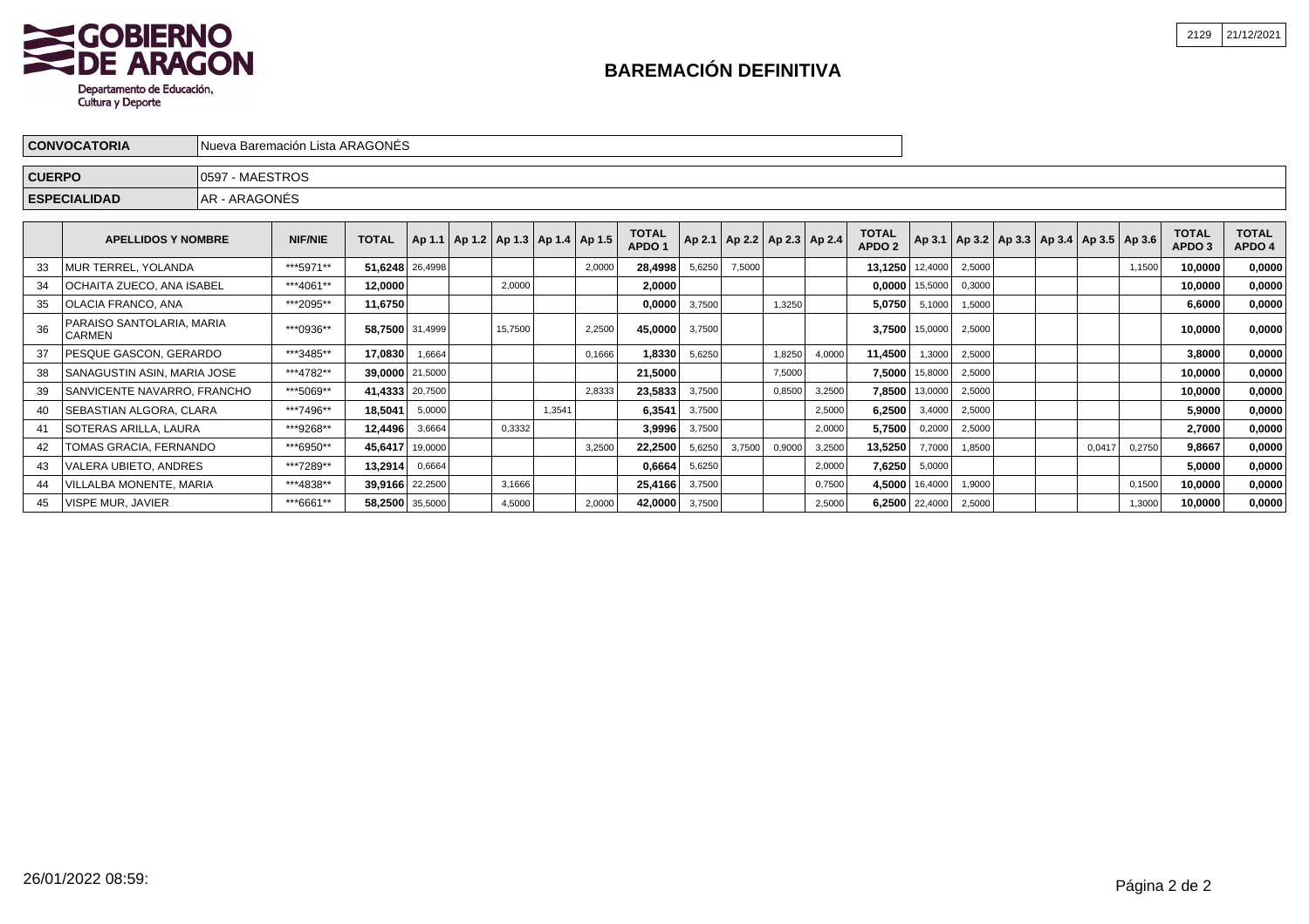# BAREMACIÓN DEFINITIVA

| | |
|---|---|
| **CONVOCATORIA** | Nueva Baremación Lista ARAGONÉS |
| **CUERPO** | 0597 - MAESTROS |
| **ESPECIALIDAD** | AR - ARAGONÉS |

| | APELLIDOS Y NOMBRE | NIF/NIE | TOTAL | Ap 1.1 | Ap 1.2 | Ap 1.3 | Ap 1.4 | Ap 1.5 | TOTAL APDO 1 | Ap 2.1 | Ap 2.2 | Ap 2.3 | Ap 2.4 | TOTAL APDO 2 | Ap 3.1 | Ap 3.2 | Ap 3.3 | Ap 3.4 | Ap 3.5 | Ap 3.6 | TOTAL APDO 3 | TOTAL APDO 4 |
|---|---|---|---|---|---|---|---|---|---|---|---|---|---|---|---|---|---|---|---|---|---|---|
| 33 | MUR TERREL, YOLANDA | ***5971** | **51,6248** | 26,4998 | | | | 2,0000 | **28,4998** | 5,6250 | 7,5000 | | | **13,1250** | 12,4000 | 2,5000 | | | | 1,1500 | **10,0000** | **0,0000** |
| 34 | OCHAITA ZUECO, ANA ISABEL | ***4061** | **12,0000** | | | 2,0000 | | | **2,0000** | | | | | **0,0000** | 15,5000 | 0,3000 | | | | | **10,0000** | **0,0000** |
| 35 | OLACIA FRANCO, ANA | ***2095** | **11,6750** | | | | | | **0,0000** | 3,7500 | | 1,3250 | | **5,0750** | 5,1000 | 1,5000 | | | | | **6,6000** | **0,0000** |
| 36 | PARAISO SANTOLARIA, MARIA CARMEN | ***0936** | **58,7500** | 31,4999 | | 15,7500 | | 2,2500 | **45,0000** | 3,7500 | | | | **3,7500** | 15,0000 | 2,5000 | | | | | **10,0000** | **0,0000** |
| 37 | PESQUE GASCON, GERARDO | ***3485** | **17,0830** | 1,6664 | | | | 0,1666 | **1,8330** | 5,6250 | | 1,8250 | 4,0000 | **11,4500** | 1,3000 | 2,5000 | | | | | **3,8000** | **0,0000** |
| 38 | SANAGUSTIN ASIN, MARIA JOSE | ***4782** | **39,0000** | 21,5000 | | | | | **21,5000** | | | 7,5000 | | **7,5000** | 15,8000 | 2,5000 | | | | | **10,0000** | **0,0000** |
| 39 | SANVICENTE NAVARRO, FRANCHO | ***5069** | **41,4333** | 20,7500 | | | | 2,8333 | **23,5833** | 3,7500 | | 0,8500 | 3,2500 | **7,8500** | 13,0000 | 2,5000 | | | | | **10,0000** | **0,0000** |
| 40 | SEBASTIAN ALGORA, CLARA | ***7496** | **18,5041** | 5,0000 | | | 1,3541 | | **6,3541** | 3,7500 | | | 2,5000 | **6,2500** | 3,4000 | 2,5000 | | | | | **5,9000** | **0,0000** |
| 41 | SOTERAS ARILLA, LAURA | ***9268** | **12,4496** | 3,6664 | | 0,3332 | | | **3,9996** | 3,7500 | | | 2,0000 | **5,7500** | 0,2000 | 2,5000 | | | | | **2,7000** | **0,0000** |
| 42 | TOMAS GRACIA, FERNANDO | ***6950** | **45,6417** | 19,0000 | | | | 3,2500 | **22,2500** | 5,6250 | 3,7500 | 0,9000 | 3,2500 | **13,5250** | 7,7000 | 1,8500 | | | 0,0417 | 0,2750 | **9,8667** | **0,0000** |
| 43 | VALERA UBIETO, ANDRES | ***7289** | **13,2914** | 0,6664 | | | | | **0,6664** | 5,6250 | | | 2,0000 | **7,6250** | 5,0000 | | | | | | **5,0000** | **0,0000** |
| 44 | VILLALBA MONENTE, MARIA | ***4838** | **39,9166** | 22,2500 | | 3,1666 | | | **25,4166** | 3,7500 | | | 0,7500 | **4,5000** | 16,4000 | 1,9000 | | | | 0,1500 | **10,0000** | **0,0000** |
| 45 | VISPE MUR, JAVIER | ***6661** | **58,2500** | 35,5000 | | 4,5000 | | 2,0000 | **42,0000** | 3,7500 | | | 2,5000 | **6,2500** | 22,4000 | 2,5000 | | | | 1,3000 | **10,0000** | **0,0000** |

26/01/2022 08:59: